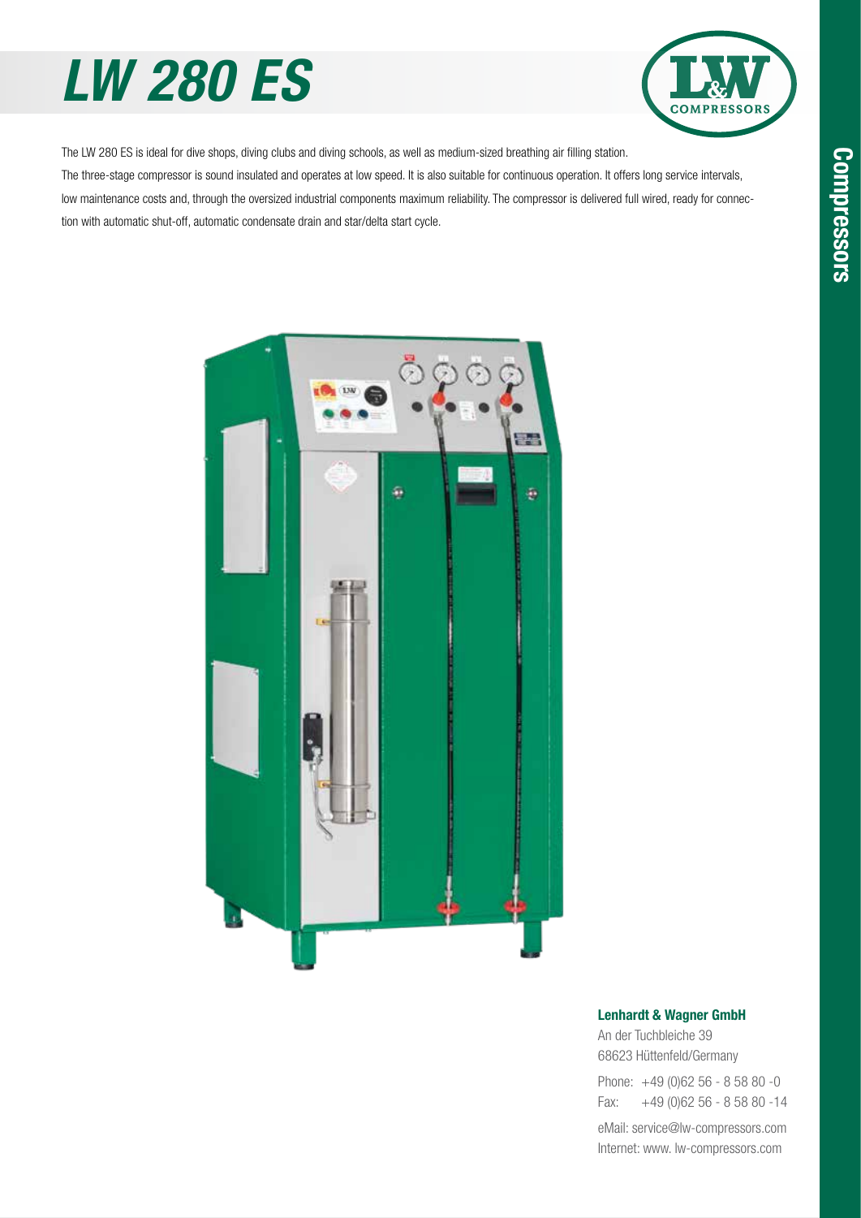# LW 280 ES

The LW 280 ES is ideal for dive shops, diving clubs and diving schools, as well as medium-sized breathing air filling station.

The three-stage compressor is sound insulated and operates at low speed. It is also suitable for continuous operation. It offers long service intervals, low maintenance costs and, through the oversized industrial components maximum reliability. The compressor is delivered full wired, ready for connection with automatic shut-off, automatic condensate drain and star/delta start cycle.

**Lenhardt & Wagner GmbH**

An der Tuchbleiche 39
68623 Hüttenfeld/Germany

Phone: +49 (0)62 56 - 8 58 80 -0
Fax: +49 (0)62 56 - 8 58 80 -14

eMail: service@lw-compressors.com
Internet: www. lw-compressors.com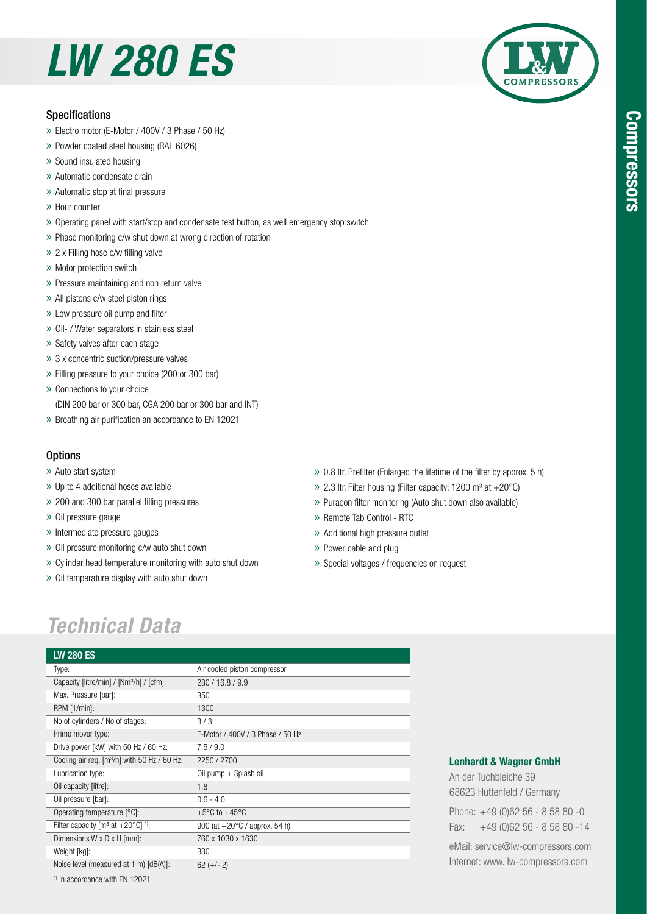# LW 280 ES

## Specifications

- » Electro motor (E-Motor / 400V / 3 Phase / 50 Hz)
- » Powder coated steel housing (RAL 6026)
- » Sound insulated housing
- » Automatic condensate drain
- » Automatic stop at final pressure
- » Hour counter
- » Operating panel with start/stop and condensate test button, as well emergency stop switch
- » Phase monitoring c/w shut down at wrong direction of rotation
- » 2 x Filling hose c/w filling valve
- » Motor protection switch
- » Pressure maintaining and non return valve
- » All pistons c/w steel piston rings
- » Low pressure oil pump and filter
- » Oil- / Water separators in stainless steel
- » Safety valves after each stage
- » 3 x concentric suction/pressure valves
- » Filling pressure to your choice (200 or 300 bar)
- » Connections to your choice (DIN 200 bar or 300 bar, CGA 200 bar or 300 bar and INT)
- » Breathing air purification an accordance to EN 12021

## Options

- » Auto start system
- » Up to 4 additional hoses available
- » 200 and 300 bar parallel filling pressures
- » Oil pressure gauge
- » Intermediate pressure gauges
- » Oil pressure monitoring c/w auto shut down
- » Cylinder head temperature monitoring with auto shut down
- » Oil temperature display with auto shut down
- » 0.8 ltr. Prefilter (Enlarged the lifetime of the filter by approx. 5 h)
- » 2.3 ltr. Filter housing (Filter capacity: 1200 m³ at +20°C)
- » Puracon filter monitoring (Auto shut down also available)
- » Remote Tab Control - RTC
- » Additional high pressure outlet
- » Power cable and plug
- » Special voltages / frequencies on request

## Technical Data

| LW 280 ES | |
|---|---|
| Type: | Air cooled piston compressor |
| Capacity [litre/min] / [Nm³/h] / [cfm]: | 280 / 16.8 / 9.9 |
| Max. Pressure [bar]: | 350 |
| RPM [1/min]: | 1300 |
| No of cylinders / No of stages: | 3 / 3 |
| Prime mover type: | E-Motor / 400V / 3 Phase / 50 Hz |
| Drive power [kW] with 50 Hz / 60 Hz: | 7.5 / 9.0 |
| Cooling air req. [m³/h] with 50 Hz / 60 Hz: | 2250 / 2700 |
| Lubrication type: | Oil pump + Splash oil |
| Oil capacity [litre]: | 1.8 |
| Oil pressure [bar]: | 0.6 - 4.0 |
| Operating temperature [°C]: | +5°C to +45°C |
| Filter capacity [m³ at +20°C] [1]: | 900 (at +20°C / approx. 54 h) |
| Dimensions W x D x H [mm]: | 760 x 1030 x 1630 |
| Weight [kg]: | 330 |
| Noise level (measured at 1 m) [dB(A)]: | 62 (+/- 2) |

[1] In accordance with EN 12021

**Lenhardt & Wagner GmbH**

An der Tuchbleiche 39
68623 Hüttenfeld / Germany

Phone: +49 (0)62 56 - 8 58 80 -0
Fax: +49 (0)62 56 - 8 58 80 -14

eMail: service@lw-compressors.com
Internet: www. lw-compressors.com